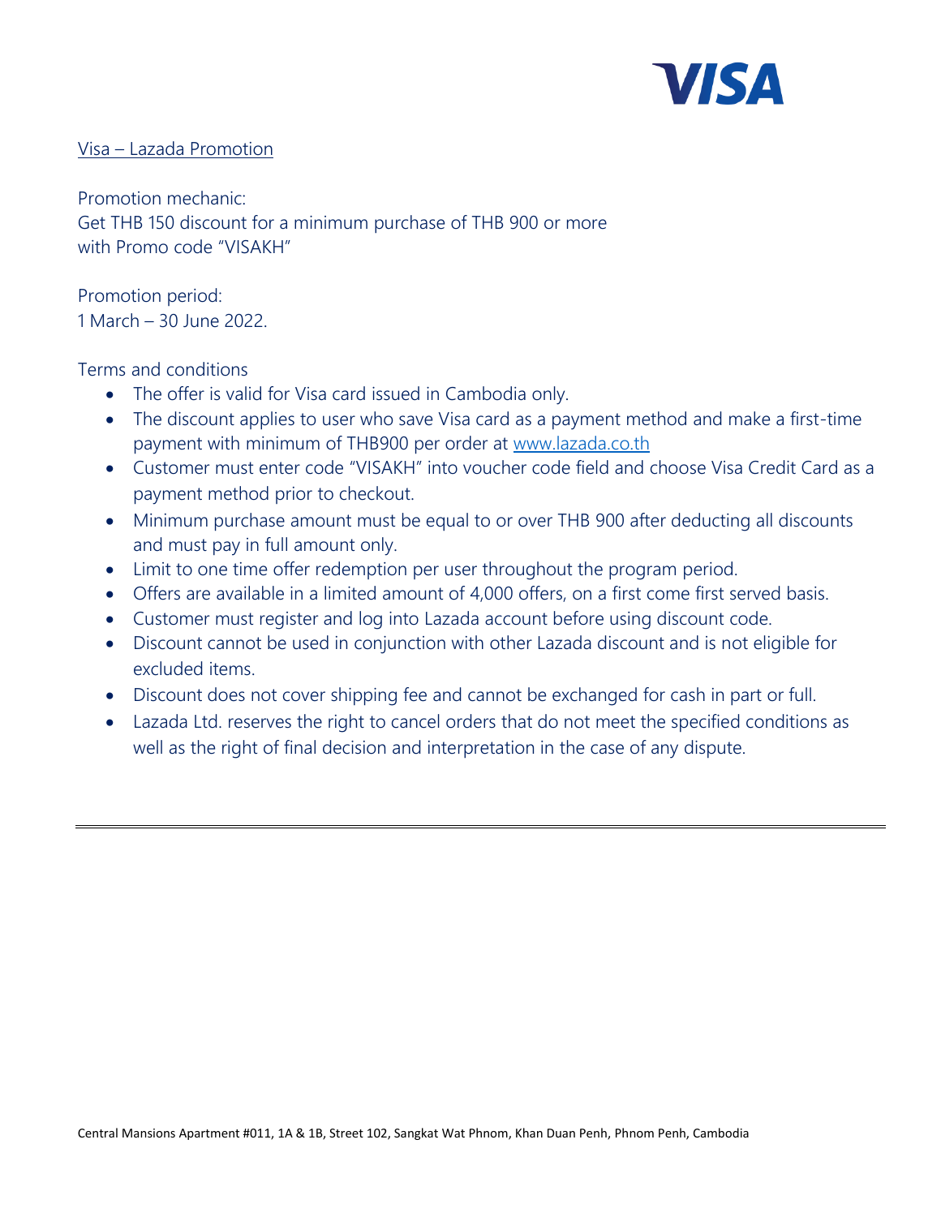VISA

Visa – Lazada Promotion

Promotion mechanic:
Get THB 150 discount for a minimum purchase of THB 900 or more
with Promo code "VISAKH"

Promotion period:
1 March – 30 June 2022.

Terms and conditions

- The offer is valid for Visa card issued in Cambodia only.
- The discount applies to user who save Visa card as a payment method and make a first-time payment with minimum of THB900 per order at [www.lazada.co.th](http://www.lazada.co.th)
- Customer must enter code "VISAKH" into voucher code field and choose Visa Credit Card as a payment method prior to checkout.
- Minimum purchase amount must be equal to or over THB 900 after deducting all discounts and must pay in full amount only.
- Limit to one time offer redemption per user throughout the program period.
- Offers are available in a limited amount of 4,000 offers, on a first come first served basis.
- Customer must register and log into Lazada account before using discount code.
- Discount cannot be used in conjunction with other Lazada discount and is not eligible for excluded items.
- Discount does not cover shipping fee and cannot be exchanged for cash in part or full.
- Lazada Ltd. reserves the right to cancel orders that do not meet the specified conditions as well as the right of final decision and interpretation in the case of any dispute.

---

Central Mansions Apartment #011, 1A & 1B, Street 102, Sangkat Wat Phnom, Khan Duan Penh, Phnom Penh, Cambodia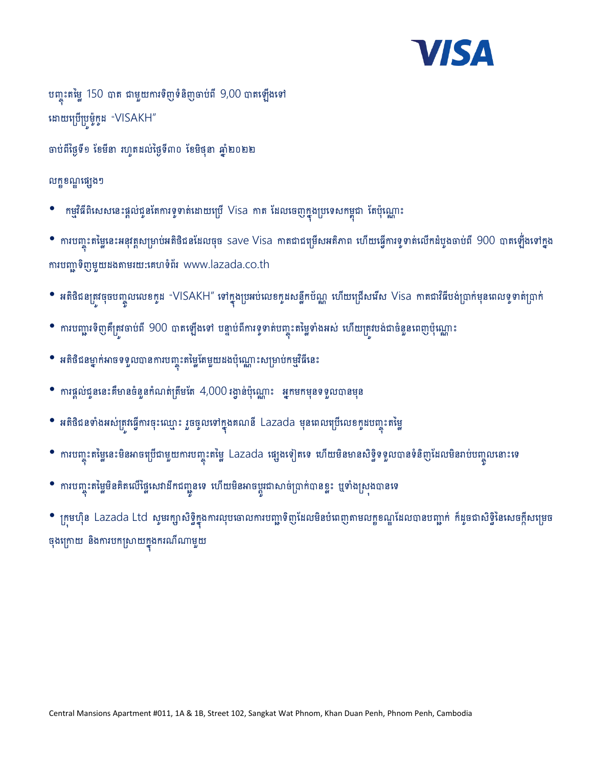VISA

បញ្ចុះតម្លៃ 150 បាត ជាមួយការទិញទំនិញចាប់ពី 9,00 បាតឡើងទៅ

ដោយប្រើប្រូម៉ូកូដ "VISAKH"

ចាប់ពីថ្ងៃទី១ ខែមីនា រហូតដល់ថ្ងៃទី៣០ ខែមិថុនា ឆ្នាំ២០២២

លក្ខខណ្ឌផ្សេងៗ

- កម្មវិធីពិសេសនេះផ្តល់ជូនតែការទូទាត់ដោយប្រើ Visa កាត ដែលចេញក្នុងប្រទេសកម្ពុជា តែប៉ុណ្ណោះ
- ការបញ្ចុះតម្លៃនេះអនុវត្តសម្រាប់អតិថិជនដែលចុច save Visa កាតជាជម្រើសអតិភាព ហើយធ្វើការទូទាត់លើកដំបូងចាប់ពី 900 បាតឡើងទៅក្នុងការបញ្ជាទិញមួយដងតាមរយៈគេហទំព័រ www.lazada.co.th
- អតិថិជនត្រូវចុចបញ្ចូលលេខកូដ "VISAKH" ទៅក្នុងប្រអប់លេខកូដសន្លឹកប័ណ្ណ ហើយជ្រើសរើស Visa កាតជាវិធីបង់ប្រាក់មុនពេលទូទាត់ប្រាក់
- ការបញ្ជាទិញគឺត្រូវចាប់ពី 900 បាតឡើងទៅ បន្ទាប់ពីការទូទាត់បញ្ចុះតម្លៃទាំងអស់ ហើយត្រូវបង់ជាចំនួនពេញប៉ុណ្ណោះ
- អតិថិជនម្នាក់អាចទទួលបានការបញ្ចុះតម្លៃតែមួយដងប៉ុណ្ណោះសម្រាប់កម្មវិធីនេះ
- ការផ្តល់ជូននេះគឺមានចំនួនកំណត់ត្រឹមតែ 4,000 រង្វាន់ប៉ុណ្ណោះ អ្នកមកមុនទទួលបានមុន
- អតិថិជនទាំងអស់ត្រូវធ្វើការចុះឈ្មោះ រួចចូលទៅក្នុងគណនី Lazada មុនពេលប្រើលេខកូដបញ្ចុះតម្លៃ
- ការបញ្ចុះតម្លៃនេះមិនអាចប្រើជាមួយការបញ្ចុះតម្លៃ Lazada ផ្សេងទៀតទេ ហើយមិនមានសិទ្ធិទទួលបានទំនិញដែលមិនរាប់បញ្ចូលនោះទេ
- ការបញ្ចុះតម្លៃមិនគិតលើថ្លៃសេវាដឹកជញ្ជូនទេ ហើយមិនអាចប្តូរជាសាច់ប្រាក់បានខ្លះ ឬទាំងស្រុងបានទេ
- ក្រុមហ៊ុន Lazada Ltd សូមរក្សាសិទ្ធិក្នុងការលុបចោលការបញ្ជាទិញដែលមិនបំពេញតាមលក្ខខណ្ឌដែលបានបញ្ជាក់ ក៏ដូចជាសិទ្ធិនៃសេចក្តីសម្រេចចុងក្រោយ និងការបកស្រាយក្នុងករណីណាមួយ

Central Mansions Apartment #011, 1A & 1B, Street 102, Sangkat Wat Phnom, Khan Duan Penh, Phnom Penh, Cambodia